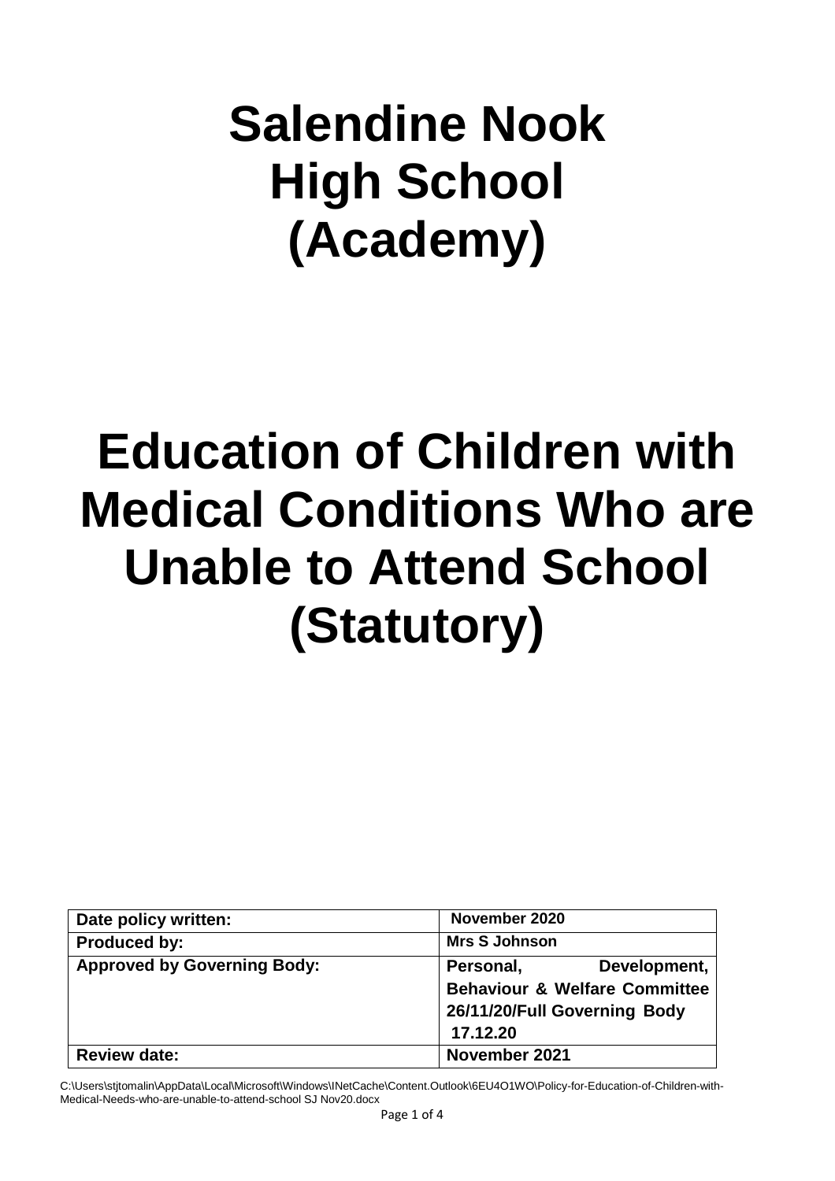# Salendine Nook High School (Academy)

# Education of Children with Medical Conditions Who are Unable to Attend School (Statutory)

| Date policy written: | November 2020 |
|---|---|
| Produced by: | Mrs S Johnson |
| Approved by Governing Body: | Personal, Development, Behaviour & Welfare Committee 26/11/20/Full Governing Body 17.12.20 |
| Review date: | November 2021 |

C:\Users\stjtomalin\AppData\Local\Microsoft\Windows\INetCache\Content.Outlook\6EU4O1WO\Policy-for-Education-of-Children-with-Medical-Needs-who-are-unable-to-attend-school SJ Nov20.docx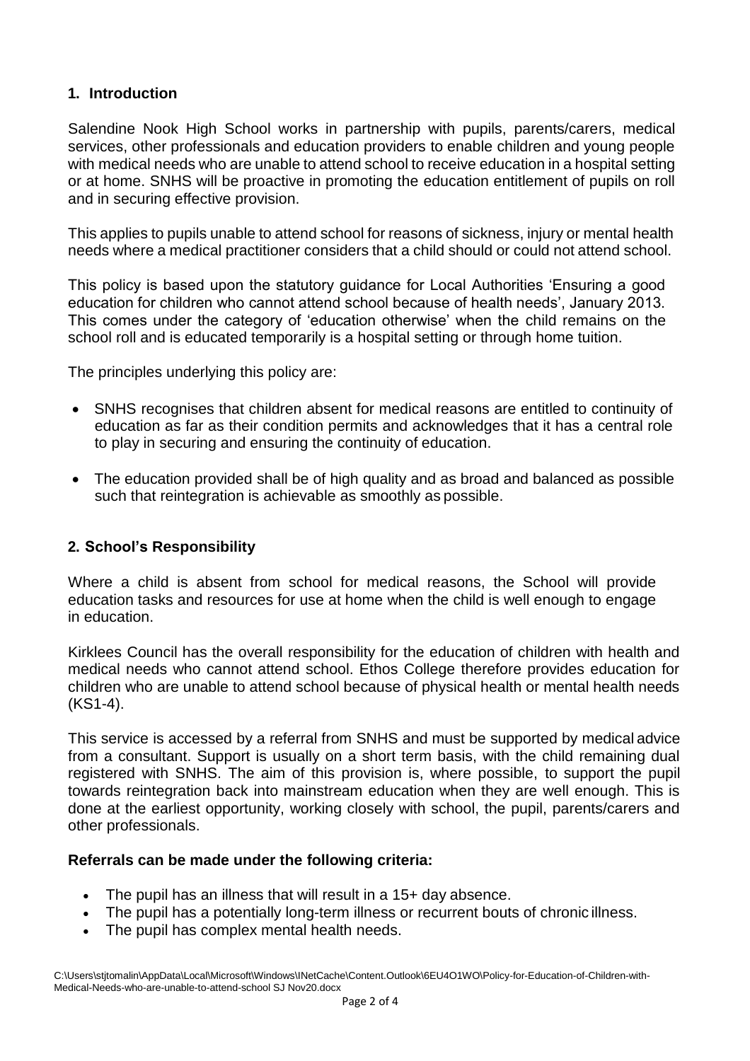## 1. Introduction

Salendine Nook High School works in partnership with pupils, parents/carers, medical services, other professionals and education providers to enable children and young people with medical needs who are unable to attend school to receive education in a hospital setting or at home. SNHS will be proactive in promoting the education entitlement of pupils on roll and in securing effective provision.

This applies to pupils unable to attend school for reasons of sickness, injury or mental health needs where a medical practitioner considers that a child should or could not attend school.

This policy is based upon the statutory guidance for Local Authorities 'Ensuring a good education for children who cannot attend school because of health needs', January 2013. This comes under the category of 'education otherwise' when the child remains on the school roll and is educated temporarily is a hospital setting or through home tuition.

The principles underlying this policy are:

- SNHS recognises that children absent for medical reasons are entitled to continuity of education as far as their condition permits and acknowledges that it has a central role to play in securing and ensuring the continuity of education.
- The education provided shall be of high quality and as broad and balanced as possible such that reintegration is achievable as smoothly as possible.

## 2. School's Responsibility

Where a child is absent from school for medical reasons, the School will provide education tasks and resources for use at home when the child is well enough to engage in education.

Kirklees Council has the overall responsibility for the education of children with health and medical needs who cannot attend school. Ethos College therefore provides education for children who are unable to attend school because of physical health or mental health needs (KS1-4).

This service is accessed by a referral from SNHS and must be supported by medical advice from a consultant. Support is usually on a short term basis, with the child remaining dual registered with SNHS. The aim of this provision is, where possible, to support the pupil towards reintegration back into mainstream education when they are well enough. This is done at the earliest opportunity, working closely with school, the pupil, parents/carers and other professionals.

**Referrals can be made under the following criteria:**

- The pupil has an illness that will result in a 15+ day absence.
- The pupil has a potentially long-term illness or recurrent bouts of chronic illness.
- The pupil has complex mental health needs.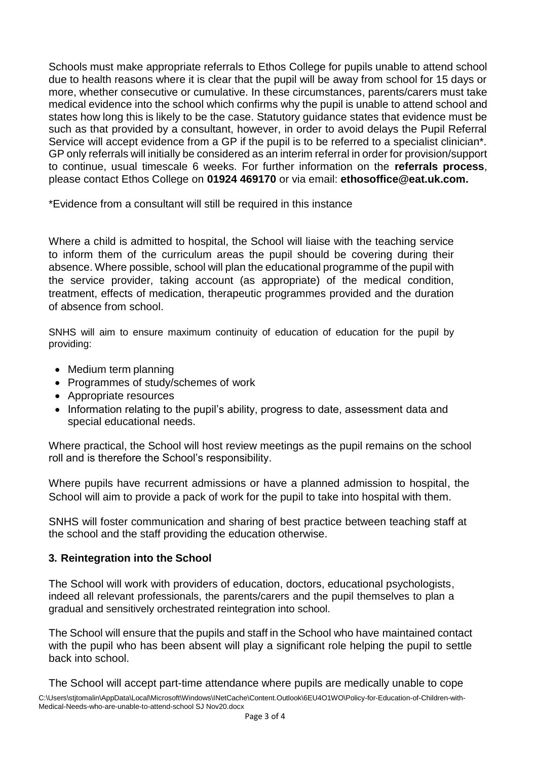Schools must make appropriate referrals to Ethos College for pupils unable to attend school due to health reasons where it is clear that the pupil will be away from school for 15 days or more, whether consecutive or cumulative. In these circumstances, parents/carers must take medical evidence into the school which confirms why the pupil is unable to attend school and states how long this is likely to be the case. Statutory guidance states that evidence must be such as that provided by a consultant, however, in order to avoid delays the Pupil Referral Service will accept evidence from a GP if the pupil is to be referred to a specialist clinician*. GP only referrals will initially be considered as an interim referral in order for provision/support to continue, usual timescale 6 weeks. For further information on the **referrals process**, please contact Ethos College on **01924 469170** or via email: **ethosoffice@eat.uk.com.**

*Evidence from a consultant will still be required in this instance

Where a child is admitted to hospital, the School will liaise with the teaching service to inform them of the curriculum areas the pupil should be covering during their absence. Where possible, school will plan the educational programme of the pupil with the service provider, taking account (as appropriate) of the medical condition, treatment, effects of medication, therapeutic programmes provided and the duration of absence from school.

SNHS will aim to ensure maximum continuity of education of education for the pupil by providing:

- Medium term planning
- Programmes of study/schemes of work
- Appropriate resources
- Information relating to the pupil's ability, progress to date, assessment data and special educational needs.

Where practical, the School will host review meetings as the pupil remains on the school roll and is therefore the School's responsibility.

Where pupils have recurrent admissions or have a planned admission to hospital, the School will aim to provide a pack of work for the pupil to take into hospital with them.

SNHS will foster communication and sharing of best practice between teaching staff at the school and the staff providing the education otherwise.

### 3. Reintegration into the School

The School will work with providers of education, doctors, educational psychologists, indeed all relevant professionals, the parents/carers and the pupil themselves to plan a gradual and sensitively orchestrated reintegration into school.

The School will ensure that the pupils and staff in the School who have maintained contact with the pupil who has been absent will play a significant role helping the pupil to settle back into school.

The School will accept part-time attendance where pupils are medically unable to cope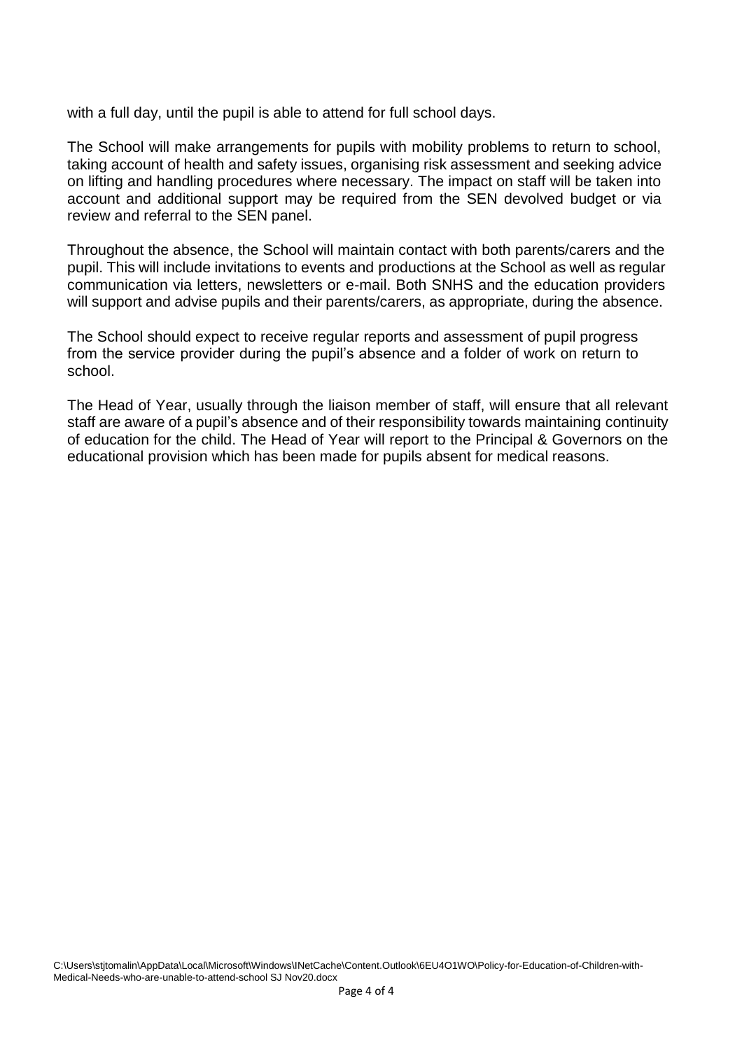with a full day, until the pupil is able to attend for full school days.

The School will make arrangements for pupils with mobility problems to return to school, taking account of health and safety issues, organising risk assessment and seeking advice on lifting and handling procedures where necessary. The impact on staff will be taken into account and additional support may be required from the SEN devolved budget or via review and referral to the SEN panel.

Throughout the absence, the School will maintain contact with both parents/carers and the pupil. This will include invitations to events and productions at the School as well as regular communication via letters, newsletters or e-mail. Both SNHS and the education providers will support and advise pupils and their parents/carers, as appropriate, during the absence.

The School should expect to receive regular reports and assessment of pupil progress from the service provider during the pupil's absence and a folder of work on return to school.

The Head of Year, usually through the liaison member of staff, will ensure that all relevant staff are aware of a pupil's absence and of their responsibility towards maintaining continuity of education for the child. The Head of Year will report to the Principal & Governors on the educational provision which has been made for pupils absent for medical reasons.